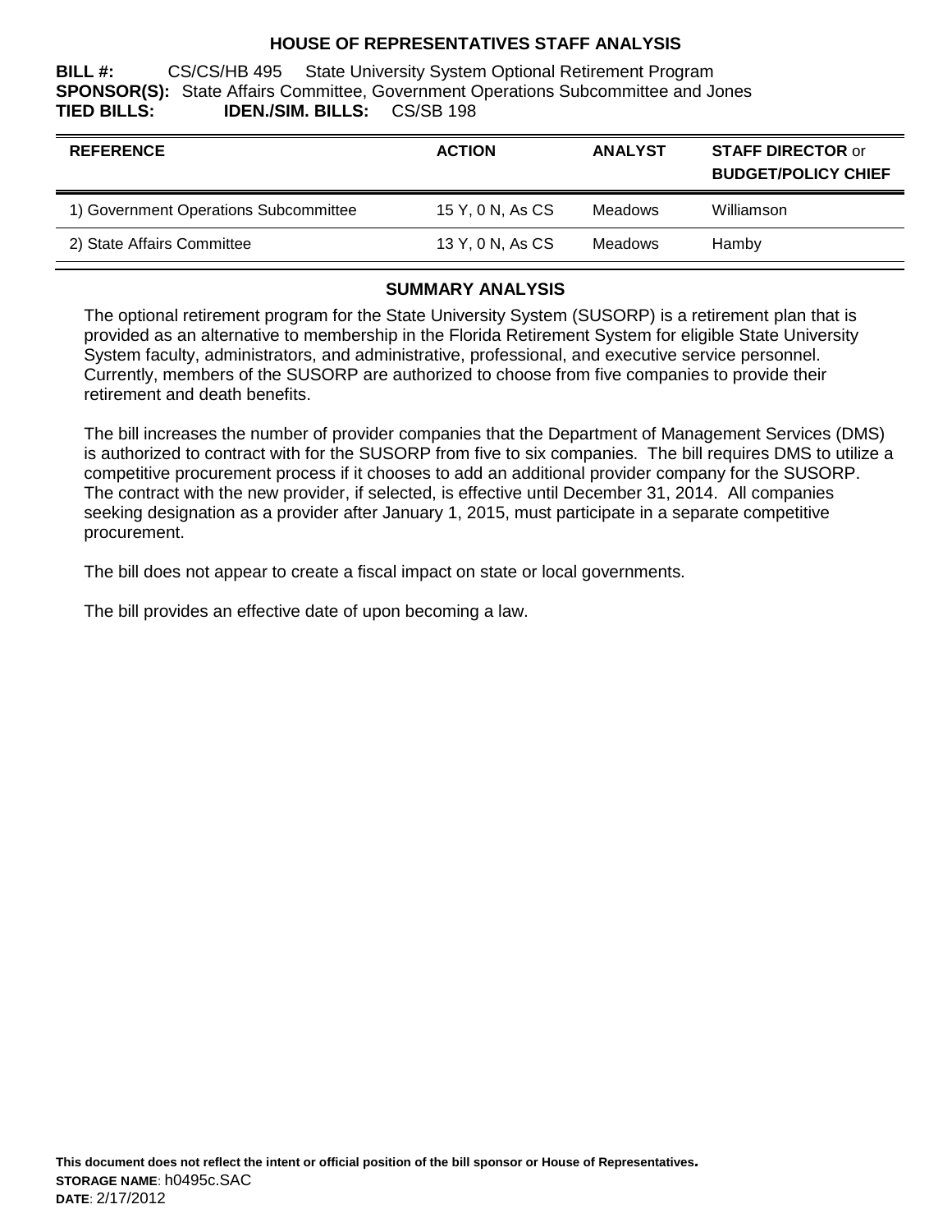# HOUSE OF REPRESENTATIVES STAFF ANALYSIS

**BILL #:** CS/CS/HB 495 State University System Optional Retirement Program
**SPONSOR(S):** State Affairs Committee, Government Operations Subcommittee and Jones
**TIED BILLS:** **IDEN./SIM. BILLS:** CS/SB 198

| REFERENCE | ACTION | ANALYST | STAFF DIRECTOR or BUDGET/POLICY CHIEF |
|---|---|---|---|
| 1) Government Operations Subcommittee | 15 Y, 0 N, As CS | Meadows | Williamson |
| 2) State Affairs Committee | 13 Y, 0 N, As CS | Meadows | Hamby |

## SUMMARY ANALYSIS

The optional retirement program for the State University System (SUSORP) is a retirement plan that is provided as an alternative to membership in the Florida Retirement System for eligible State University System faculty, administrators, and administrative, professional, and executive service personnel. Currently, members of the SUSORP are authorized to choose from five companies to provide their retirement and death benefits.

The bill increases the number of provider companies that the Department of Management Services (DMS) is authorized to contract with for the SUSORP from five to six companies. The bill requires DMS to utilize a competitive procurement process if it chooses to add an additional provider company for the SUSORP. The contract with the new provider, if selected, is effective until December 31, 2014. All companies seeking designation as a provider after January 1, 2015, must participate in a separate competitive procurement.

The bill does not appear to create a fiscal impact on state or local governments.

The bill provides an effective date of upon becoming a law.

**This document does not reflect the intent or official position of the bill sponsor or House of Representatives.**
**STORAGE NAME**: h0495c.SAC
**DATE**: 2/17/2012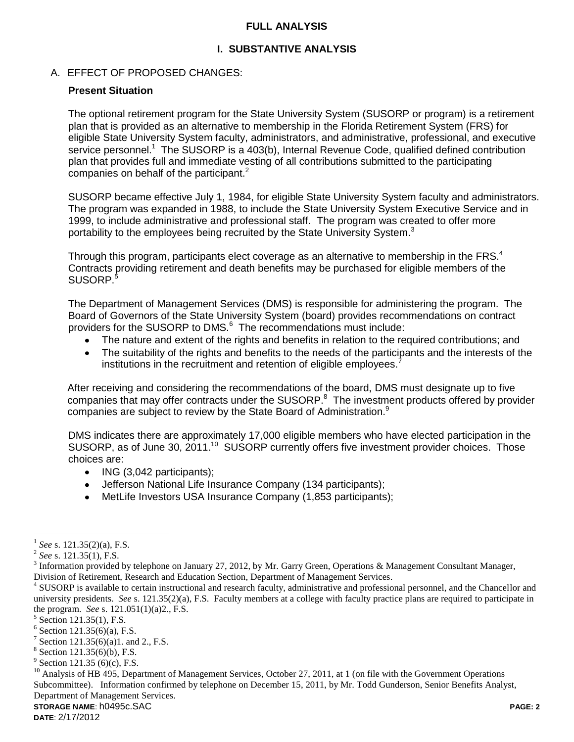## FULL ANALYSIS

### I. SUBSTANTIVE ANALYSIS

A. EFFECT OF PROPOSED CHANGES:

**Present Situation**

The optional retirement program for the State University System (SUSORP or program) is a retirement plan that is provided as an alternative to membership in the Florida Retirement System (FRS) for eligible State University System faculty, administrators, and administrative, professional, and executive service personnel.[1] The SUSORP is a 403(b), Internal Revenue Code, qualified defined contribution plan that provides full and immediate vesting of all contributions submitted to the participating companies on behalf of the participant.[2]

SUSORP became effective July 1, 1984, for eligible State University System faculty and administrators. The program was expanded in 1988, to include the State University System Executive Service and in 1999, to include administrative and professional staff. The program was created to offer more portability to the employees being recruited by the State University System.[3]

Through this program, participants elect coverage as an alternative to membership in the FRS.[4] Contracts providing retirement and death benefits may be purchased for eligible members of the SUSORP.[5]

The Department of Management Services (DMS) is responsible for administering the program. The Board of Governors of the State University System (board) provides recommendations on contract providers for the SUSORP to DMS.[6] The recommendations must include:

- The nature and extent of the rights and benefits in relation to the required contributions; and
- The suitability of the rights and benefits to the needs of the participants and the interests of the institutions in the recruitment and retention of eligible employees.[7]

After receiving and considering the recommendations of the board, DMS must designate up to five companies that may offer contracts under the SUSORP.[8] The investment products offered by provider companies are subject to review by the State Board of Administration.[9]

DMS indicates there are approximately 17,000 eligible members who have elected participation in the SUSORP, as of June 30, 2011.[10] SUSORP currently offers five investment provider choices. Those choices are:

- ING (3,042 participants);
- Jefferson National Life Insurance Company (134 participants);
- MetLife Investors USA Insurance Company (1,853 participants);

---

[1] *See* s. 121.35(2)(a), F.S.

[2] *See* s. 121.35(1), F.S.

[3] Information provided by telephone on January 27, 2012, by Mr. Garry Green, Operations & Management Consultant Manager, Division of Retirement, Research and Education Section, Department of Management Services.

[4] SUSORP is available to certain instructional and research faculty, administrative and professional personnel, and the Chancellor and university presidents. *See* s. 121.35(2)(a), F.S. Faculty members at a college with faculty practice plans are required to participate in the program. *See* s. 121.051(1)(a)2., F.S.

[5] Section 121.35(1), F.S.

[6] Section 121.35(6)(a), F.S.

[7] Section 121.35(6)(a)1. and 2., F.S.

[8] Section 121.35(6)(b), F.S.

[9] Section 121.35 (6)(c), F.S.

[10] Analysis of HB 495, Department of Management Services, October 27, 2011, at 1 (on file with the Government Operations Subcommittee). Information confirmed by telephone on December 15, 2011, by Mr. Todd Gunderson, Senior Benefits Analyst, Department of Management Services.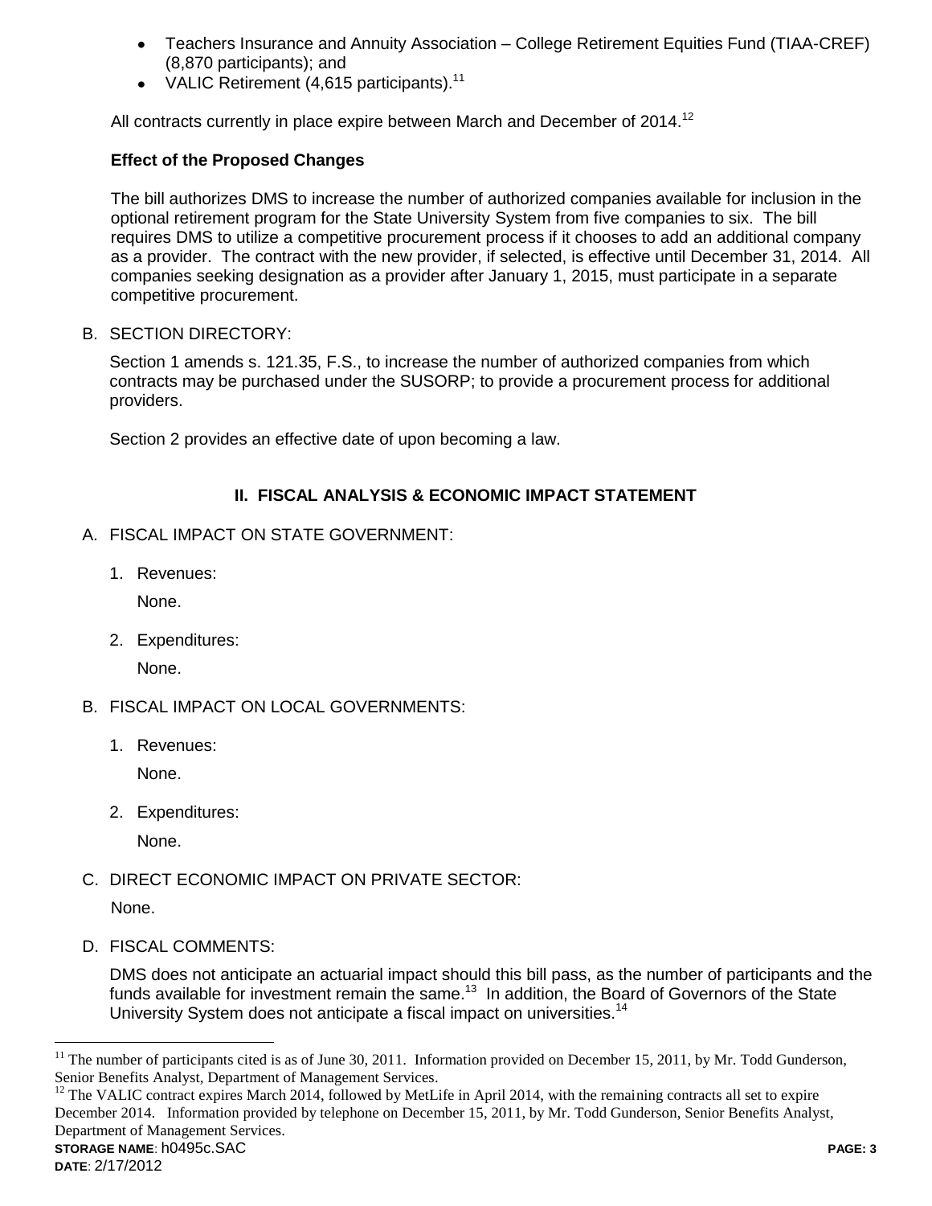- Teachers Insurance and Annuity Association – College Retirement Equities Fund (TIAA-CREF) (8,870 participants); and
- VALIC Retirement (4,615 participants).[11]

All contracts currently in place expire between March and December of 2014.[12]

**Effect of the Proposed Changes**

The bill authorizes DMS to increase the number of authorized companies available for inclusion in the optional retirement program for the State University System from five companies to six. The bill requires DMS to utilize a competitive procurement process if it chooses to add an additional company as a provider. The contract with the new provider, if selected, is effective until December 31, 2014. All companies seeking designation as a provider after January 1, 2015, must participate in a separate competitive procurement.

B. SECTION DIRECTORY:

Section 1 amends s. 121.35, F.S., to increase the number of authorized companies from which contracts may be purchased under the SUSORP; to provide a procurement process for additional providers.

Section 2 provides an effective date of upon becoming a law.

## II. FISCAL ANALYSIS & ECONOMIC IMPACT STATEMENT

A. FISCAL IMPACT ON STATE GOVERNMENT:

1. Revenues:

   None.

2. Expenditures:

   None.

B. FISCAL IMPACT ON LOCAL GOVERNMENTS:

1. Revenues:

   None.

2. Expenditures:

   None.

C. DIRECT ECONOMIC IMPACT ON PRIVATE SECTOR:

None.

D. FISCAL COMMENTS:

DMS does not anticipate an actuarial impact should this bill pass, as the number of participants and the funds available for investment remain the same.[13] In addition, the Board of Governors of the State University System does not anticipate a fiscal impact on universities.[14]

---

[11] The number of participants cited is as of June 30, 2011. Information provided on December 15, 2011, by Mr. Todd Gunderson, Senior Benefits Analyst, Department of Management Services.

[12] The VALIC contract expires March 2014, followed by MetLife in April 2014, with the remaining contracts all set to expire December 2014. Information provided by telephone on December 15, 2011, by Mr. Todd Gunderson, Senior Benefits Analyst, Department of Management Services.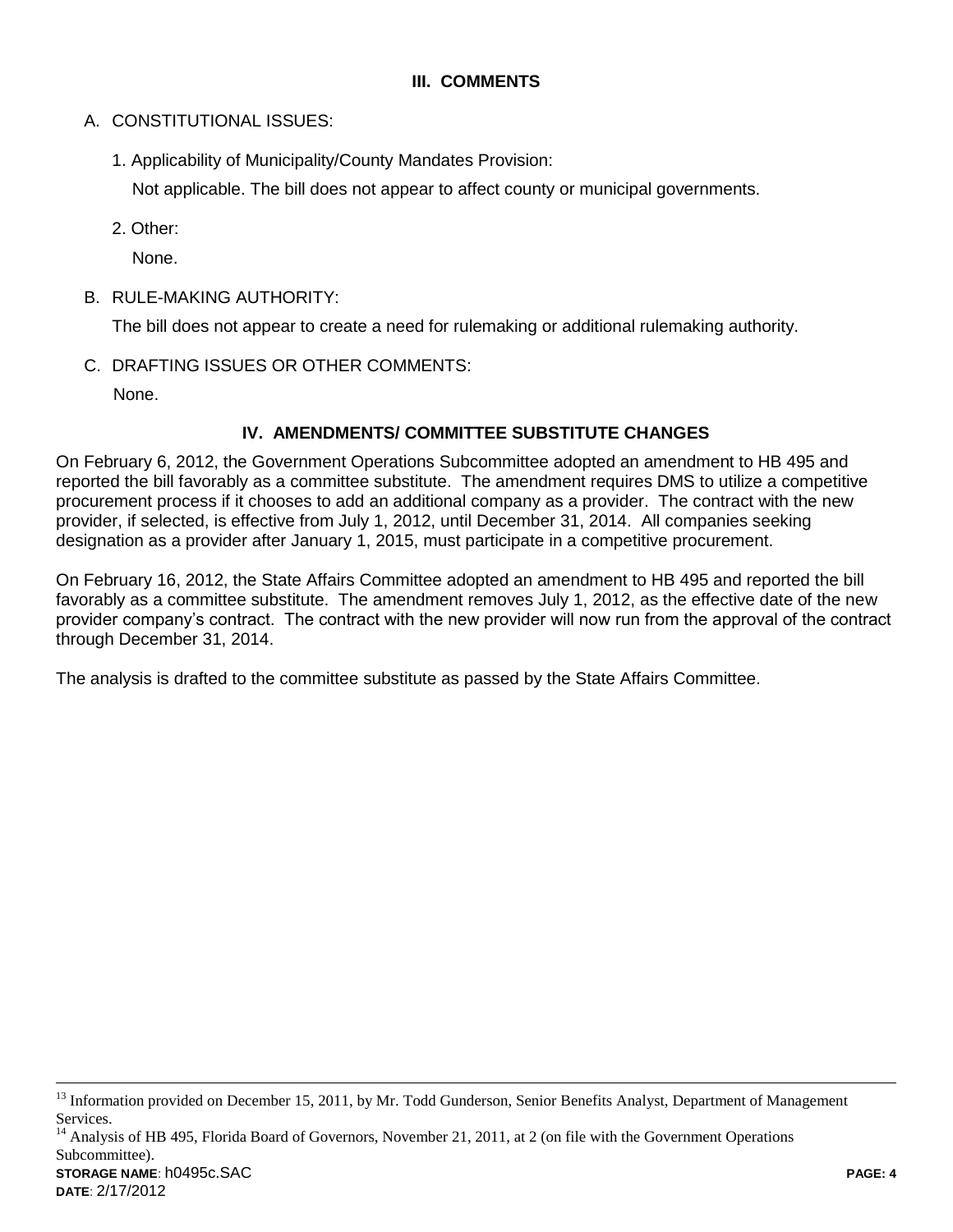## III. COMMENTS

A. CONSTITUTIONAL ISSUES:

1. Applicability of Municipality/County Mandates Provision:

   Not applicable. The bill does not appear to affect county or municipal governments.

2. Other:

   None.

B. RULE-MAKING AUTHORITY:

   The bill does not appear to create a need for rulemaking or additional rulemaking authority.

C. DRAFTING ISSUES OR OTHER COMMENTS:

   None.

## IV. AMENDMENTS/ COMMITTEE SUBSTITUTE CHANGES

On February 6, 2012, the Government Operations Subcommittee adopted an amendment to HB 495 and reported the bill favorably as a committee substitute. The amendment requires DMS to utilize a competitive procurement process if it chooses to add an additional company as a provider. The contract with the new provider, if selected, is effective from July 1, 2012, until December 31, 2014. All companies seeking designation as a provider after January 1, 2015, must participate in a competitive procurement.

On February 16, 2012, the State Affairs Committee adopted an amendment to HB 495 and reported the bill favorably as a committee substitute. The amendment removes July 1, 2012, as the effective date of the new provider company's contract. The contract with the new provider will now run from the approval of the contract through December 31, 2014.

The analysis is drafted to the committee substitute as passed by the State Affairs Committee.

---

[13] Information provided on December 15, 2011, by Mr. Todd Gunderson, Senior Benefits Analyst, Department of Management Services.

[14] Analysis of HB 495, Florida Board of Governors, November 21, 2011, at 2 (on file with the Government Operations Subcommittee).